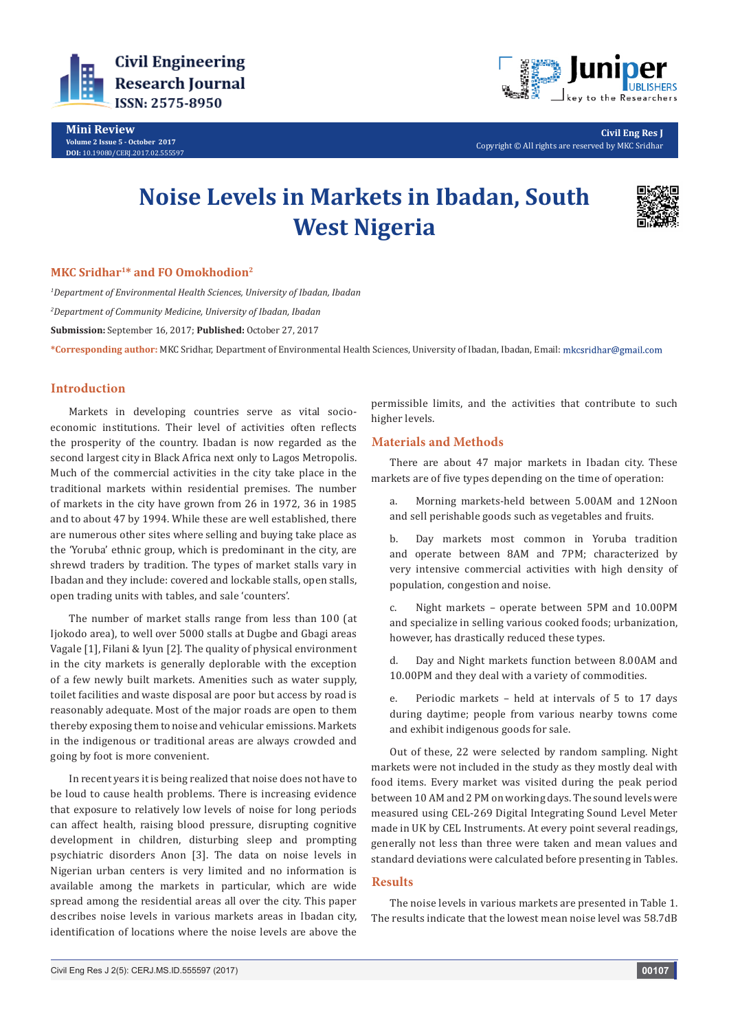Mini Review

# Noise Levels in Markets in Ibadan, South West Nigeria

**MKC Sridhar[1]* and FO Omokhodion[2]**

[1]*Department of Environmental Health Sciences, University of Ibadan, Ibadan*

[2]*Department of Community Medicine, University of Ibadan, Ibadan*

**Submission:** September 16, 2017; **Published:** October 27, 2017

***Corresponding author:** MKC Sridhar, Department of Environmental Health Sciences, University of Ibadan, Ibadan, Email: mkcsridhar@gmail.com

## Introduction

Markets in developing countries serve as vital socio-economic institutions. Their level of activities often reflects the prosperity of the country. Ibadan is now regarded as the second largest city in Black Africa next only to Lagos Metropolis. Much of the commercial activities in the city take place in the traditional markets within residential premises. The number of markets in the city have grown from 26 in 1972, 36 in 1985 and to about 47 by 1994. While these are well established, there are numerous other sites where selling and buying take place as the 'Yoruba' ethnic group, which is predominant in the city, are shrewd traders by tradition. The types of market stalls vary in Ibadan and they include: covered and lockable stalls, open stalls, open trading units with tables, and sale 'counters'.

The number of market stalls range from less than 100 (at Ijokodo area), to well over 5000 stalls at Dugbe and Gbagi areas Vagale [1], Filani & Iyun [2]. The quality of physical environment in the city markets is generally deplorable with the exception of a few newly built markets. Amenities such as water supply, toilet facilities and waste disposal are poor but access by road is reasonably adequate. Most of the major roads are open to them thereby exposing them to noise and vehicular emissions. Markets in the indigenous or traditional areas are always crowded and going by foot is more convenient.

In recent years it is being realized that noise does not have to be loud to cause health problems. There is increasing evidence that exposure to relatively low levels of noise for long periods can affect health, raising blood pressure, disrupting cognitive development in children, disturbing sleep and prompting psychiatric disorders Anon [3]. The data on noise levels in Nigerian urban centers is very limited and no information is available among the markets in particular, which are wide spread among the residential areas all over the city. This paper describes noise levels in various markets areas in Ibadan city, identification of locations where the noise levels are above the permissible limits, and the activities that contribute to such higher levels.

## Materials and Methods

There are about 47 major markets in Ibadan city. These markets are of five types depending on the time of operation:

a. Morning markets-held between 5.00AM and 12Noon and sell perishable goods such as vegetables and fruits.

b. Day markets most common in Yoruba tradition and operate between 8AM and 7PM; characterized by very intensive commercial activities with high density of population, congestion and noise.

c. Night markets – operate between 5PM and 10.00PM and specialize in selling various cooked foods; urbanization, however, has drastically reduced these types.

d. Day and Night markets function between 8.00AM and 10.00PM and they deal with a variety of commodities.

e. Periodic markets – held at intervals of 5 to 17 days during daytime; people from various nearby towns come and exhibit indigenous goods for sale.

Out of these, 22 were selected by random sampling. Night markets were not included in the study as they mostly deal with food items. Every market was visited during the peak period between 10 AM and 2 PM on working days. The sound levels were measured using CEL-269 Digital Integrating Sound Level Meter made in UK by CEL Instruments. At every point several readings, generally not less than three were taken and mean values and standard deviations were calculated before presenting in Tables.

## Results

The noise levels in various markets are presented in Table 1. The results indicate that the lowest mean noise level was 58.7dB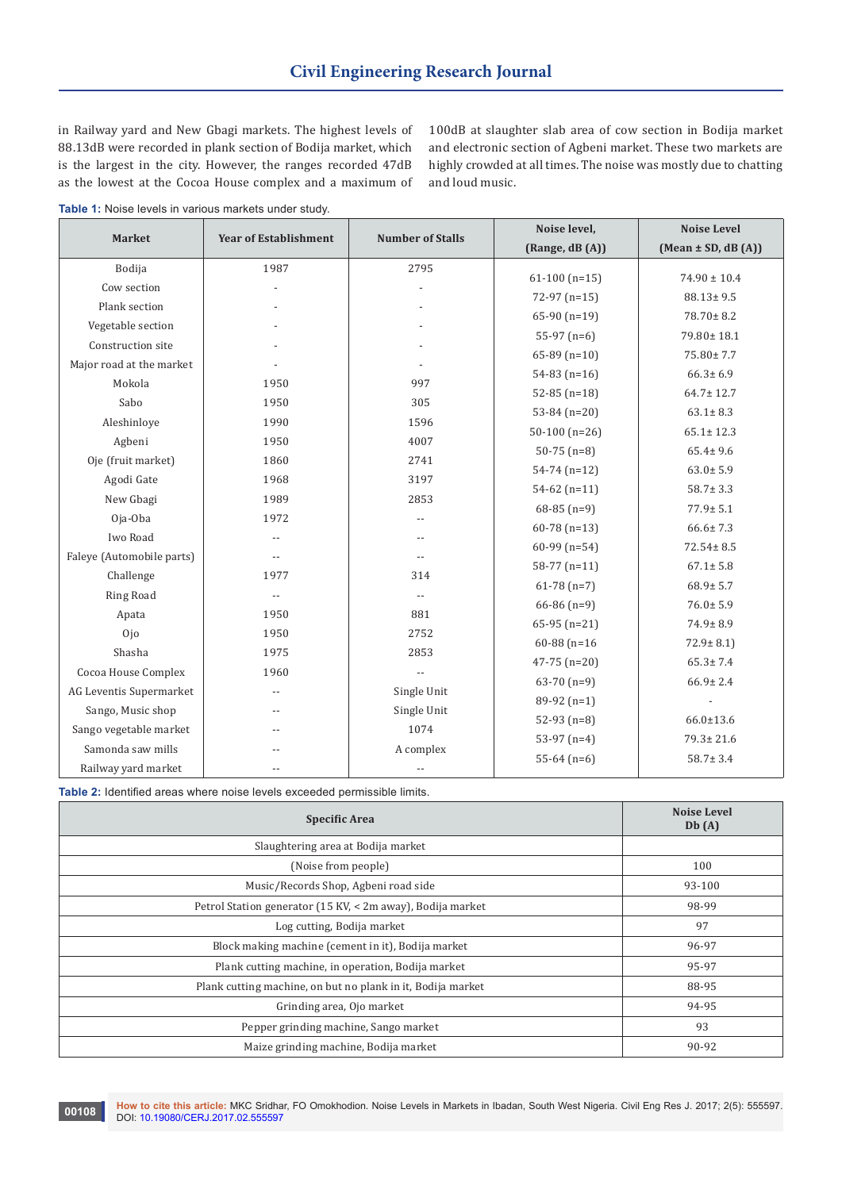in Railway yard and New Gbagi markets. The highest levels of 88.13dB were recorded in plank section of Bodija market, which is the largest in the city. However, the ranges recorded 47dB as the lowest at the Cocoa House complex and a maximum of 100dB at slaughter slab area of cow section in Bodija market and electronic section of Agbeni market. These two markets are highly crowded at all times. The noise was mostly due to chatting and loud music.

**Table 1:** Noise levels in various markets under study.

| Market | Year of Establishment | Number of Stalls | Noise level, (Range, dB (A)) | Noise Level (Mean ± SD, dB (A)) |
|---|---|---|---|---|
| Bodija | 1987 | 2795 | | |
| Cow section | - | - | 61-100 (n=15) | 74.90 ± 10.4 |
| Plank section | - | - | 72-97 (n=15) | 88.13± 9.5 |
| Vegetable section | - | - | 65-90 (n=19) | 78.70± 8.2 |
| Construction site | - | - | 55-97 (n=6) | 79.80± 18.1 |
| Major road at the market | - | - | 65-89 (n=10) | 75.80± 7.7 |
| Mokola | 1950 | 997 | 54-83 (n=16) | 66.3± 6.9 |
| Sabo | 1950 | 305 | 52-85 (n=18) | 64.7± 12.7 |
| Aleshinloye | 1990 | 1596 | 53-84 (n=20) | 63.1± 8.3 |
| Agbeni | 1950 | 4007 | 50-100 (n=26) | 65.1± 12.3 |
| Oje (fruit market) | 1860 | 2741 | 50-75 (n=8) | 65.4± 9.6 |
| Agodi Gate | 1968 | 3197 | 54-74 (n=12) | 63.0± 5.9 |
| New Gbagi | 1989 | 2853 | 54-62 (n=11) | 58.7± 3.3 |
| Oja-Oba | 1972 | -- | 68-85 (n=9) | 77.9± 5.1 |
| Iwo Road | -- | -- | 60-78 (n=13) | 66.6± 7.3 |
| Faleye (Automobile parts) | -- | -- | 60-99 (n=54) | 72.54± 8.5 |
| Challenge | 1977 | 314 | 58-77 (n=11) | 67.1± 5.8 |
| Ring Road | -- | -- | 61-78 (n=7) | 68.9± 5.7 |
| Apata | 1950 | 881 | 66-86 (n=9) | 76.0± 5.9 |
| Ojo | 1950 | 2752 | 65-95 (n=21) | 74.9± 8.9 |
| Shasha | 1975 | 2853 | 60-88 (n=16 | 72.9± 8.1) |
| Cocoa House Complex | 1960 | -- | 47-75 (n=20) | 65.3± 7.4 |
| AG Leventis Supermarket | -- | Single Unit | 63-70 (n=9) | 66.9± 2.4 |
| Sango, Music shop | -- | Single Unit | 89-92 (n=1) | - |
| Sango vegetable market | -- | 1074 | 52-93 (n=8) | 66.0±13.6 |
| Samonda saw mills | -- | A complex | 53-97 (n=4) | 79.3± 21.6 |
| Railway yard market | -- | -- | 55-64 (n=6) | 58.7± 3.4 |

**Table 2:** Identified areas where noise levels exceeded permissible limits.

| Specific Area | Noise Level Db (A) |
|---|---|
| Slaughtering area at Bodija market | |
| (Noise from people) | 100 |
| Music/Records Shop, Agbeni road side | 93-100 |
| Petrol Station generator (15 KV, < 2m away), Bodija market | 98-99 |
| Log cutting, Bodija market | 97 |
| Block making machine (cement in it), Bodija market | 96-97 |
| Plank cutting machine, in operation, Bodija market | 95-97 |
| Plank cutting machine, on but no plank in it, Bodija market | 88-95 |
| Grinding area, Ojo market | 94-95 |
| Pepper grinding machine, Sango market | 93 |
| Maize grinding machine, Bodija market | 90-92 |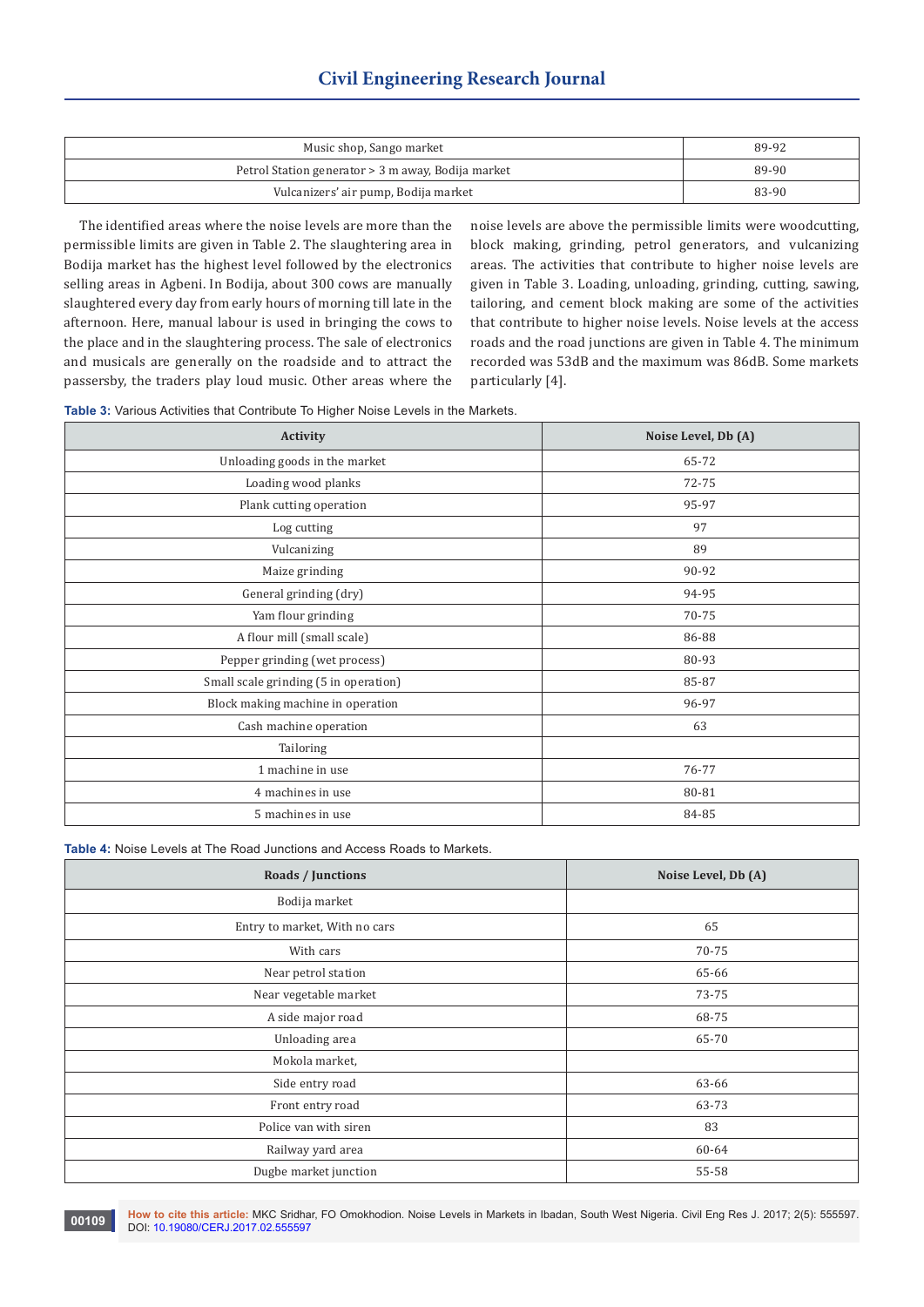| Music shop, Sango market | 89-92 |
|---|---|
| Petrol Station generator > 3 m away, Bodija market | 89-90 |
| Vulcanizers' air pump, Bodija market | 83-90 |

The identified areas where the noise levels are more than the permissible limits are given in Table 2. The slaughtering area in Bodija market has the highest level followed by the electronics selling areas in Agbeni. In Bodija, about 300 cows are manually slaughtered every day from early hours of morning till late in the afternoon. Here, manual labour is used in bringing the cows to the place and in the slaughtering process. The sale of electronics and musicals are generally on the roadside and to attract the passersby, the traders play loud music. Other areas where the noise levels are above the permissible limits were woodcutting, block making, grinding, petrol generators, and vulcanizing areas. The activities that contribute to higher noise levels are given in Table 3. Loading, unloading, grinding, cutting, sawing, tailoring, and cement block making are some of the activities that contribute to higher noise levels. Noise levels at the access roads and the road junctions are given in Table 4. The minimum recorded was 53dB and the maximum was 86dB. Some markets particularly [4].

**Table 3:** Various Activities that Contribute To Higher Noise Levels in the Markets.

| Activity | Noise Level, Db (A) |
|---|---|
| Unloading goods in the market | 65-72 |
| Loading wood planks | 72-75 |
| Plank cutting operation | 95-97 |
| Log cutting | 97 |
| Vulcanizing | 89 |
| Maize grinding | 90-92 |
| General grinding (dry) | 94-95 |
| Yam flour grinding | 70-75 |
| A flour mill (small scale) | 86-88 |
| Pepper grinding (wet process) | 80-93 |
| Small scale grinding (5 in operation) | 85-87 |
| Block making machine in operation | 96-97 |
| Cash machine operation | 63 |
| Tailoring | |
| 1 machine in use | 76-77 |
| 4 machines in use | 80-81 |
| 5 machines in use | 84-85 |

**Table 4:** Noise Levels at The Road Junctions and Access Roads to Markets.

| Roads / Junctions | Noise Level, Db (A) |
|---|---|
| Bodija market | |
| Entry to market, With no cars | 65 |
| With cars | 70-75 |
| Near petrol station | 65-66 |
| Near vegetable market | 73-75 |
| A side major road | 68-75 |
| Unloading area | 65-70 |
| Mokola market, | |
| Side entry road | 63-66 |
| Front entry road | 63-73 |
| Police van with siren | 83 |
| Railway yard area | 60-64 |
| Dugbe market junction | 55-58 |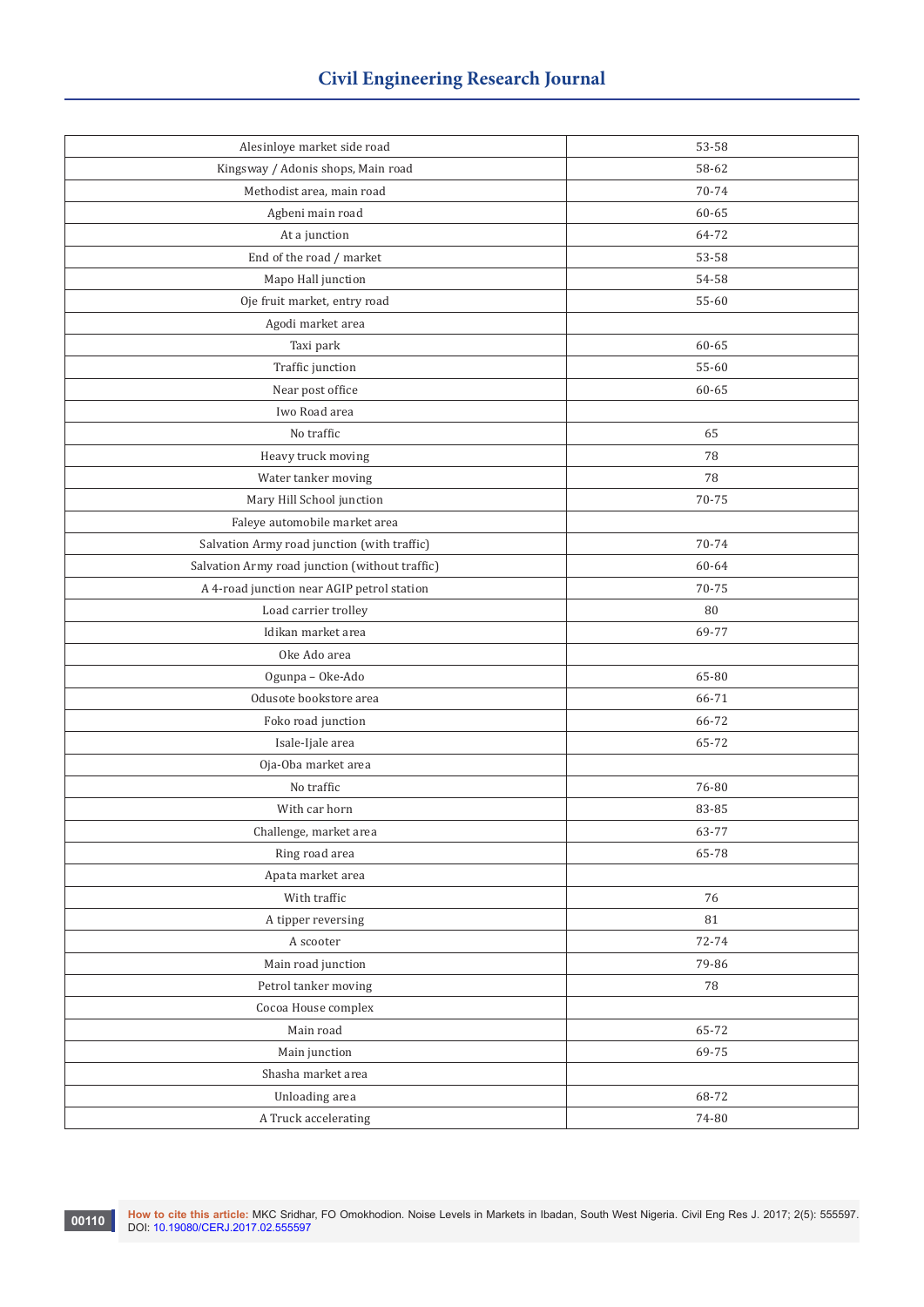| Alesinloye market side road | 53-58 |
|---|---|
| Kingsway / Adonis shops, Main road | 58-62 |
| Methodist area, main road | 70-74 |
| Agbeni main road | 60-65 |
| At a junction | 64-72 |
| End of the road / market | 53-58 |
| Mapo Hall junction | 54-58 |
| Oje fruit market, entry road | 55-60 |
| Agodi market area | |
| Taxi park | 60-65 |
| Traffic junction | 55-60 |
| Near post office | 60-65 |
| Iwo Road area | |
| No traffic | 65 |
| Heavy truck moving | 78 |
| Water tanker moving | 78 |
| Mary Hill School junction | 70-75 |
| Faleye automobile market area | |
| Salvation Army road junction (with traffic) | 70-74 |
| Salvation Army road junction (without traffic) | 60-64 |
| A 4-road junction near AGIP petrol station | 70-75 |
| Load carrier trolley | 80 |
| Idikan market area | 69-77 |
| Oke Ado area | |
| Ogunpa – Oke-Ado | 65-80 |
| Odusote bookstore area | 66-71 |
| Foko road junction | 66-72 |
| Isale-Ijale area | 65-72 |
| Oja-Oba market area | |
| No traffic | 76-80 |
| With car horn | 83-85 |
| Challenge, market area | 63-77 |
| Ring road area | 65-78 |
| Apata market area | |
| With traffic | 76 |
| A tipper reversing | 81 |
| A scooter | 72-74 |
| Main road junction | 79-86 |
| Petrol tanker moving | 78 |
| Cocoa House complex | |
| Main road | 65-72 |
| Main junction | 69-75 |
| Shasha market area | |
| Unloading area | 68-72 |
| A Truck accelerating | 74-80 |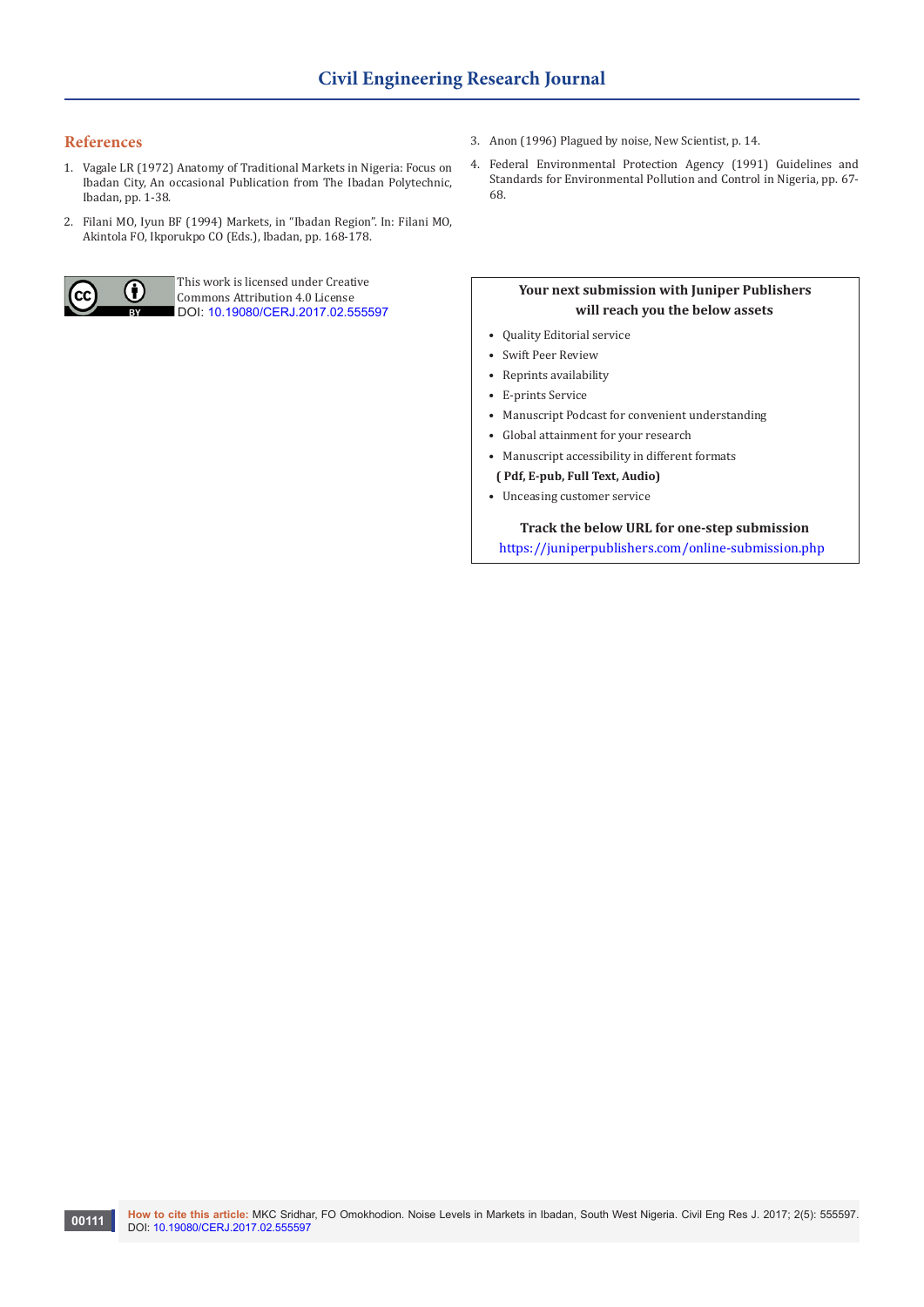## References

1. Vagale LR (1972) Anatomy of Traditional Markets in Nigeria: Focus on Ibadan City, An occasional Publication from The Ibadan Polytechnic, Ibadan, pp. 1-38.
2. Filani MO, Iyun BF (1994) Markets, in "Ibadan Region". In: Filani MO, Akintola FO, Ikporukpo CO (Eds.), Ibadan, pp. 168-178.
3. Anon (1996) Plagued by noise, New Scientist, p. 14.
4. Federal Environmental Protection Agency (1991) Guidelines and Standards for Environmental Pollution and Control in Nigeria, pp. 67-68.

This work is licensed under Creative Commons Attribution 4.0 License
DOI: 10.19080/CERJ.2017.02.555597

**Your next submission with Juniper Publishers will reach you the below assets**

- Quality Editorial service
- Swift Peer Review
- Reprints availability
- E-prints Service
- Manuscript Podcast for convenient understanding
- Global attainment for your research
- Manuscript accessibility in different formats

**( Pdf, E-pub, Full Text, Audio)**

- Unceasing customer service

**Track the below URL for one-step submission**
https://juniperpublishers.com/online-submission.php